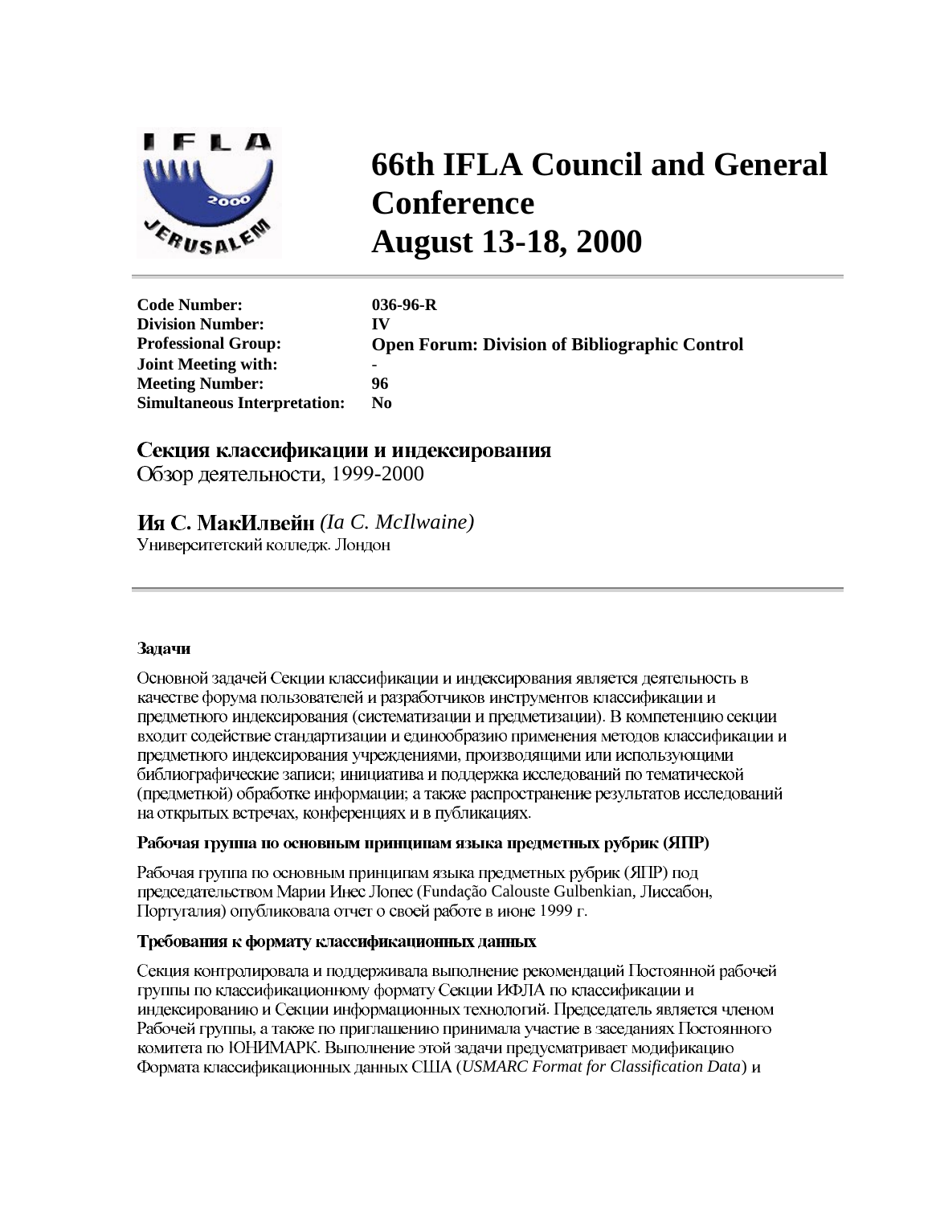# 66th IFLA Council and General Conference
# August 13-18, 2000

| | |
|---|---|
| **Code Number:** | **036-96-R** |
| **Division Number:** | **IV** |
| **Professional Group:** | **Open Forum: Division of Bibliographic Control** |
| **Joint Meeting with:** | **-** |
| **Meeting Number:** | **96** |
| **Simultaneous Interpretation:** | **No** |

## Секция классификации и индексирования

Обзор деятельности, 1999-2000

### Ия С. МакИлвейн *(Ia C. McIlwaine)*

Университетский колледж. Лондон

---

#### Задачи

Основной задачей Секции классификации и индексирования является деятельность в качестве форума пользователей и разработчиков инструментов классификации и предметного индексирования (систематизации и предметизации). В компетенцию секции входит содействие стандартизации и единообразию применения методов классификации и предметного индексирования учреждениями, производящими или использующими библиографические записи; инициатива и поддержка исследований по тематической (предметной) обработке информации; а также распространение результатов исследований на открытых встречах, конференциях и в публикациях.

#### Рабочая группа по основным принципам языка предметных рубрик (ЯПР)

Рабочая группа по основным принципам языка предметных рубрик (ЯПР) под председательством Марии Инес Лопес (Fundação Calouste Gulbenkian, Лиссабон, Португалия) опубликовала отчет о своей работе в июне 1999 г.

#### Требования к формату классификационных данных

Секция контролировала и поддерживала выполнение рекомендаций Постоянной рабочей группы по классификационному формату Секции ИФЛА по классификации и индексированию и Секции информационных технологий. Председатель является членом Рабочей группы, а также по приглашению принимала участие в заседаниях Постоянного комитета по ЮНИМАРК. Выполнение этой задачи предусматривает модификацию Формата классификационных данных США (*USMARC Format for Classification Data*) и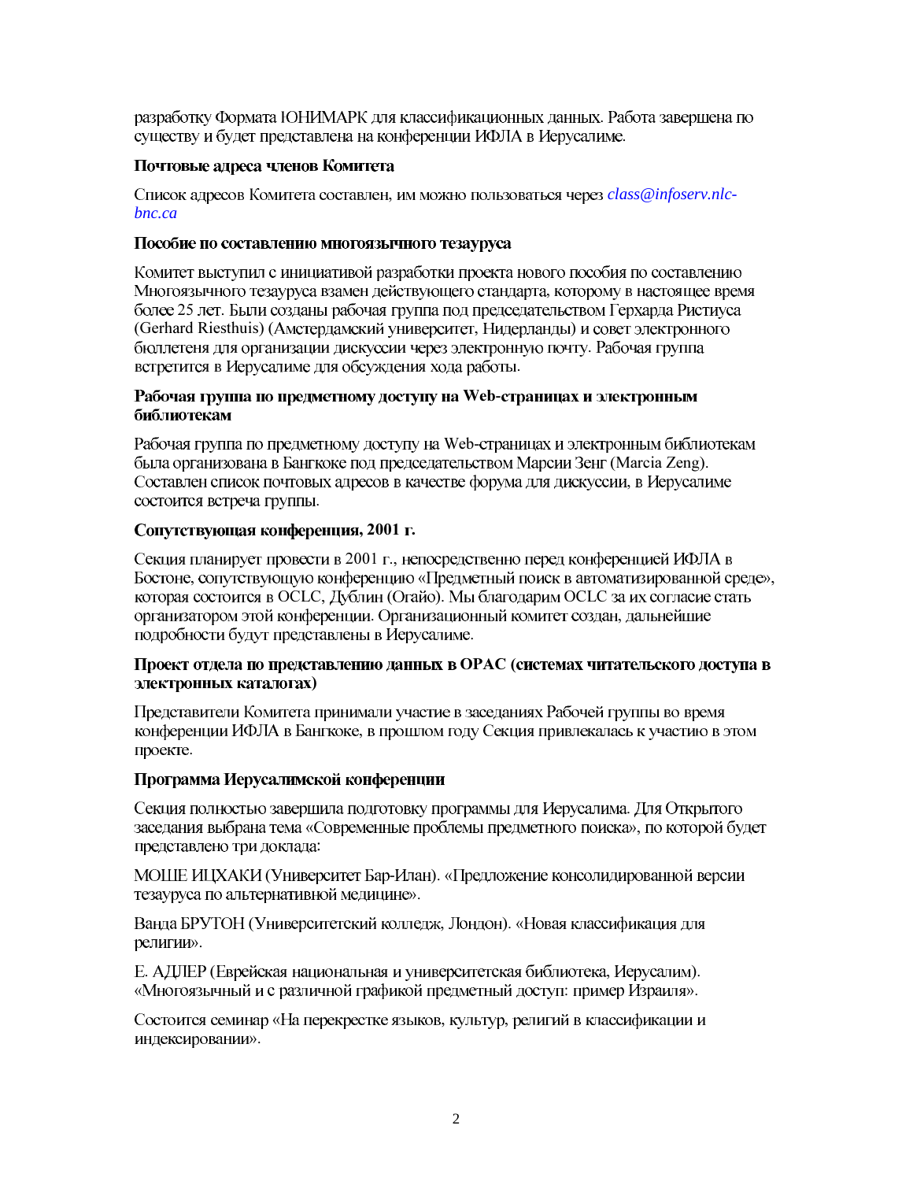разработку Формата ЮНИМАРК для классификационных данных. Работа завершена по существу и будет представлена на конференции ИФЛА в Иерусалиме.

**Почтовые адреса членов Комитета**

Список адресов Комитета составлен, им можно пользоваться через *class@infoserv.nlc-bnc.ca*

**Пособие по составлению многоязычного тезауруса**

Комитет выступил с инициативой разработки проекта нового пособия по составлению Многоязычного тезауруса взамен действующего стандарта, которому в настоящее время более 25 лет. Были созданы рабочая группа под председательством Герхарда Ристиуса (Gerhard Riesthuis) (Амстердамский университет, Нидерланды) и совет электронного бюллетеня для организации дискуссии через электронную почту. Рабочая группа встретится в Иерусалиме для обсуждения хода работы.

**Рабочая группа по предметному доступу на Web-страницах и электронным библиотекам**

Рабочая группа по предметному доступу на Web-страницах и электронным библиотекам была организована в Бангкоке под председательством Марсии Зенг (Marcia Zeng). Составлен список почтовых адресов в качестве форума для дискуссии, в Иерусалиме состоится встреча группы.

**Сопутствующая конференция, 2001 г.**

Секция планирует провести в 2001 г., непосредственно перед конференцией ИФЛА в Бостоне, сопутствующую конференцию «Предметный поиск в автоматизированной среде», которая состоится в OCLC, Дублин (Огайо). Мы благодарим OCLC за их согласие стать организатором этой конференции. Организационный комитет создан, дальнейшие подробности будут представлены в Иерусалиме.

**Проект отдела по представлению данных в OPAC (системах читательского доступа в электронных каталогах)**

Представители Комитета принимали участие в заседаниях Рабочей группы во время конференции ИФЛА в Бангкоке, в прошлом году Секция привлекалась к участию в этом проекте.

**Программа Иерусалимской конференции**

Секция полностью завершила подготовку программы для Иерусалима. Для Открытого заседания выбрана тема «Современные проблемы предметного поиска», по которой будет представлено три доклада:

МОШЕ ИЦХАКИ (Университет Бар-Илан). «Предложение консолидированной версии тезауруса по альтернативной медицине».

Ванда БРУТОН (Университетский колледж, Лондон). «Новая классификация для религии».

Е. АДЛЕР (Еврейская национальная и университетская библиотека, Иерусалим). «Многоязычный и с различной графикой предметный доступ: пример Израиля».

Состоится семинар «На перекрестке языков, культур, религий в классификации и индексировании».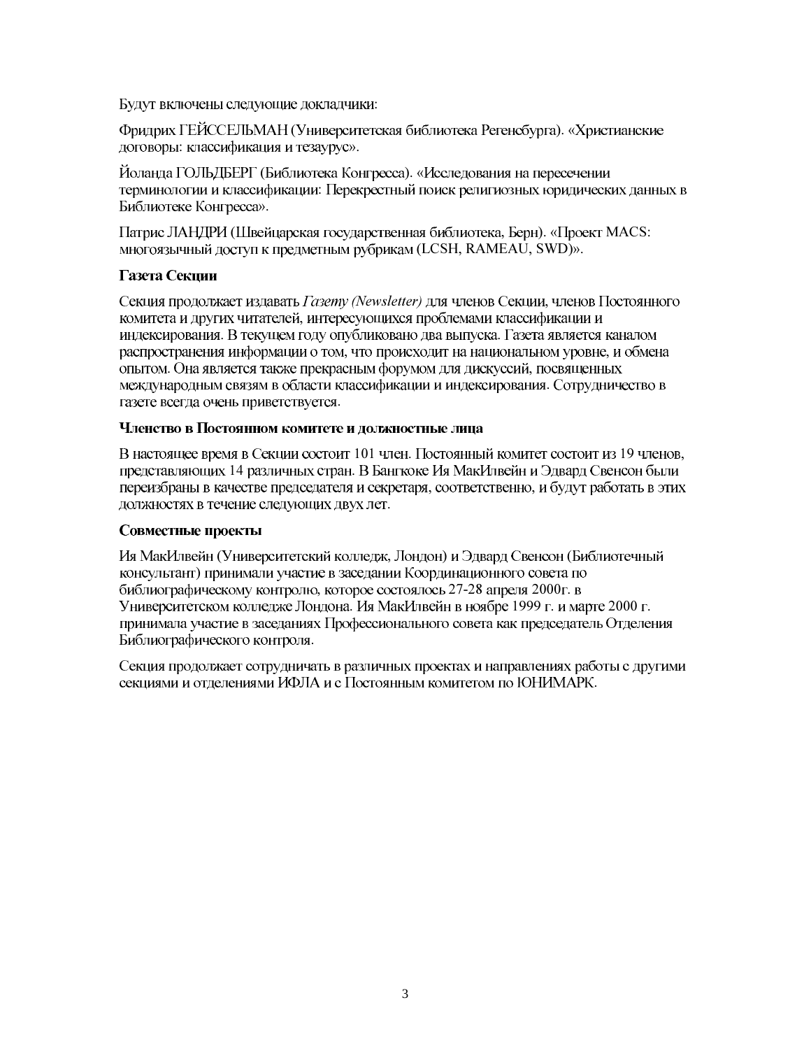Будут включены следующие докладчики:

Фридрих ГЕЙССЕЛЬМАН (Университетская библиотека Регенсбурга). «Христианские договоры: классификация и тезаурус».

Йоланда ГОЛЬДБЕРГ (Библиотека Конгресса). «Исследования на пересечении терминологии и классификации: Перекрестный поиск религиозных юридических данных в Библиотеке Конгресса».

Патрис ЛАНДРИ (Швейцарская государственная библиотека, Берн). «Проект MACS: многоязычный доступ к предметным рубрикам (LCSH, RAMEAU, SWD)».

**Газета Секции**

Секция продолжает издавать *Газету (Newsletter)* для членов Секции, членов Постоянного комитета и других читателей, интересующихся проблемами классификации и индексирования. В текущем году опубликовано два выпуска. Газета является каналом распространения информации о том, что происходит на национальном уровне, и обмена опытом. Она является также прекрасным форумом для дискуссий, посвященных международным связям в области классификации и индексирования. Сотрудничество в газете всегда очень приветствуется.

**Членство в Постоянном комитете и должностные лица**

В настоящее время в Секции состоит 101 член. Постоянный комитет состоит из 19 членов, представляющих 14 различных стран. В Бангкоке Ия МакИлвейн и Эдвард Свенсон были переизбраны в качестве председателя и секретаря, соответственно, и будут работать в этих должностях в течение следующих двух лет.

**Совместные проекты**

Ия МакИлвейн (Университетский колледж, Лондон) и Эдвард Свенсон (Библиотечный консультант) принимали участие в заседании Координационного совета по библиографическому контролю, которое состоялось 27-28 апреля 2000г. в Университетском колледже Лондона. Ия МакИлвейн в ноябре 1999 г. и марте 2000 г. принимала участие в заседаниях Профессионального совета как председатель Отделения Библиографического контроля.

Секция продолжает сотрудничать в различных проектах и направлениях работы с другими секциями и отделениями ИФЛА и с Постоянным комитетом по ЮНИМАРК.